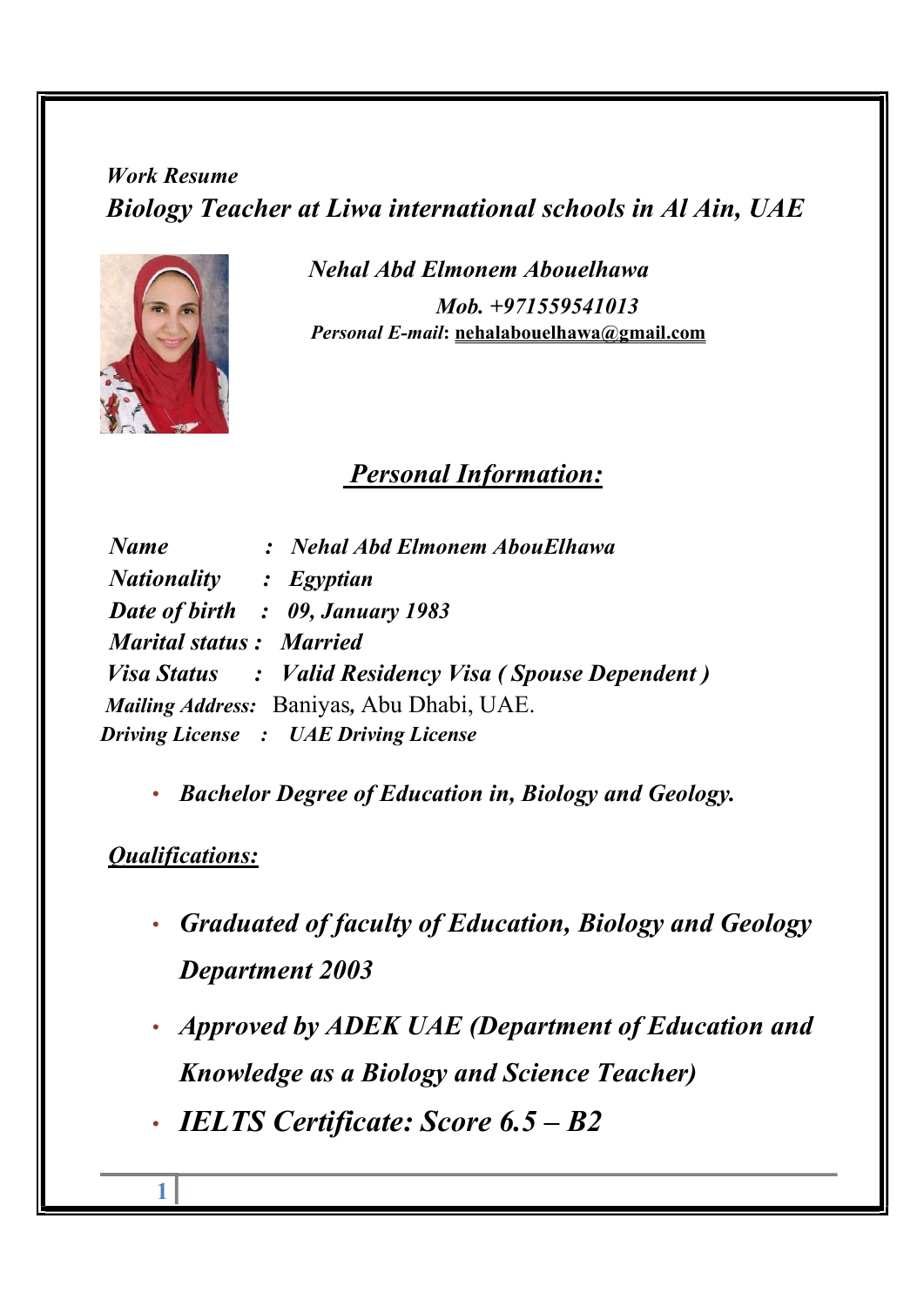*Work Resume*

# *Biology Teacher at Liwa international schools in Al Ain, UAE*

***Nehal Abd Elmonem Abouelhawa***

***Mob. +971559541013***

***Personal E-mail*: nehalabouelhawa@gmail.com**

## *Personal Information:*

***Name*** : ***Nehal Abd Elmonem AbouElhawa***
***Nationality*** : ***Egyptian***
***Date of birth*** : ***09, January 1983***
***Marital status*** : ***Married***
***Visa Status*** : ***Valid Residency Visa ( Spouse Dependent )***
***Mailing Address:*** Baniyas, Abu Dhabi, UAE.
***Driving License*** : ***UAE Driving License***

- ***Bachelor Degree of Education in, Biology and Geology.***

## *Qualifications:*

- ***Graduated of faculty of Education, Biology and Geology Department 2003***
- ***Approved by ADEK UAE (Department of Education and Knowledge as a Biology and Science Teacher)***
- ***IELTS Certificate: Score 6.5 – B2***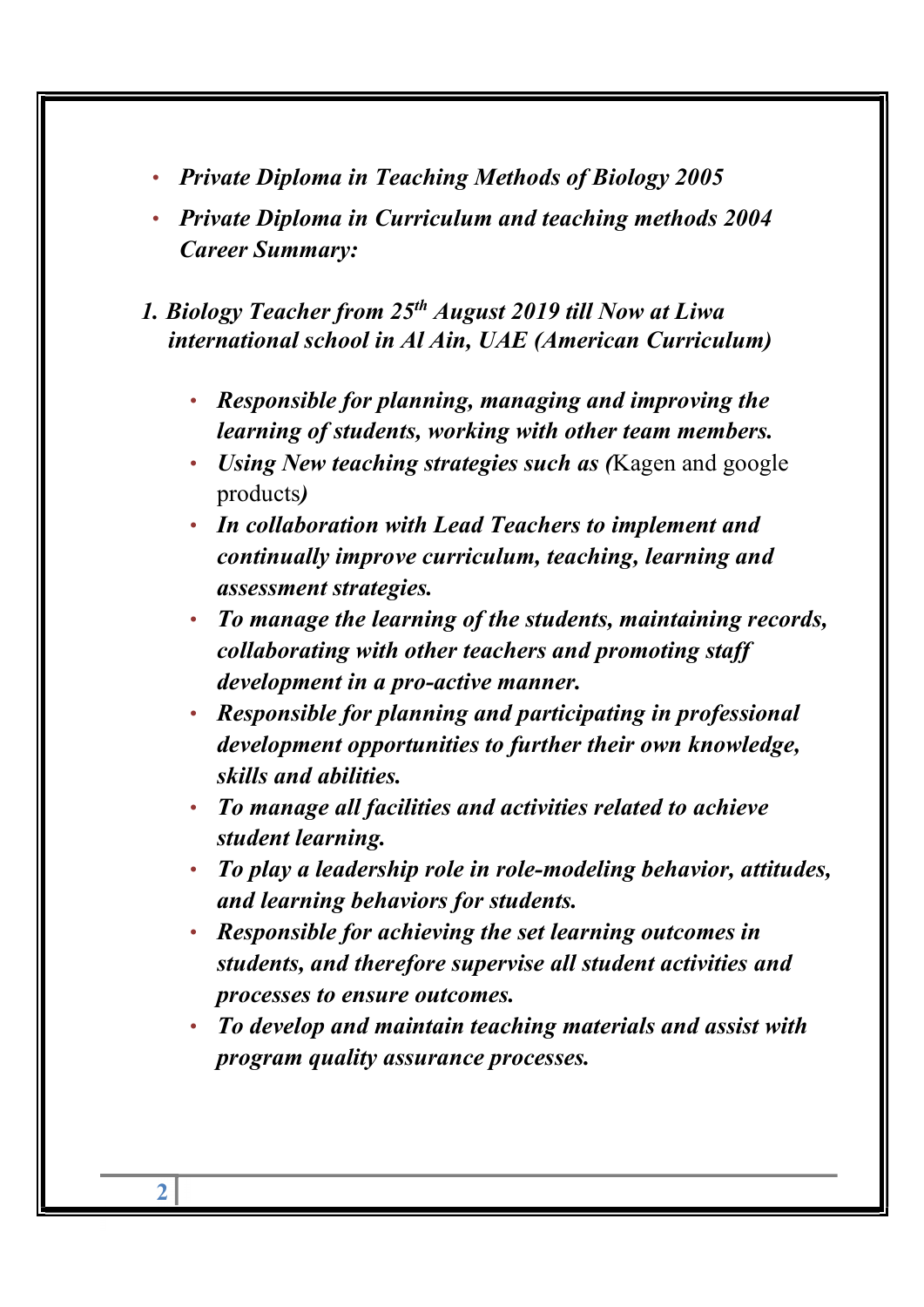- ***Private Diploma in Teaching Methods of Biology 2005***
- ***Private Diploma in Curriculum and teaching methods 2004***

***Career Summary:***

1. ***Biology Teacher from 25th August 2019 till Now at Liwa international school in Al Ain, UAE (American Curriculum)***

    - ***Responsible for planning, managing and improving the learning of students, working with other team members.***
    - ***Using New teaching strategies such as (**Kagen and google products***)***
    - ***In collaboration with Lead Teachers to implement and continually improve curriculum, teaching, learning and assessment strategies.***
    - ***To manage the learning of the students, maintaining records, collaborating with other teachers and promoting staff development in a pro-active manner.***
    - ***Responsible for planning and participating in professional development opportunities to further their own knowledge, skills and abilities.***
    - ***To manage all facilities and activities related to achieve student learning.***
    - ***To play a leadership role in role-modeling behavior, attitudes, and learning behaviors for students.***
    - ***Responsible for achieving the set learning outcomes in students, and therefore supervise all student activities and processes to ensure outcomes.***
    - ***To develop and maintain teaching materials and assist with program quality assurance processes.***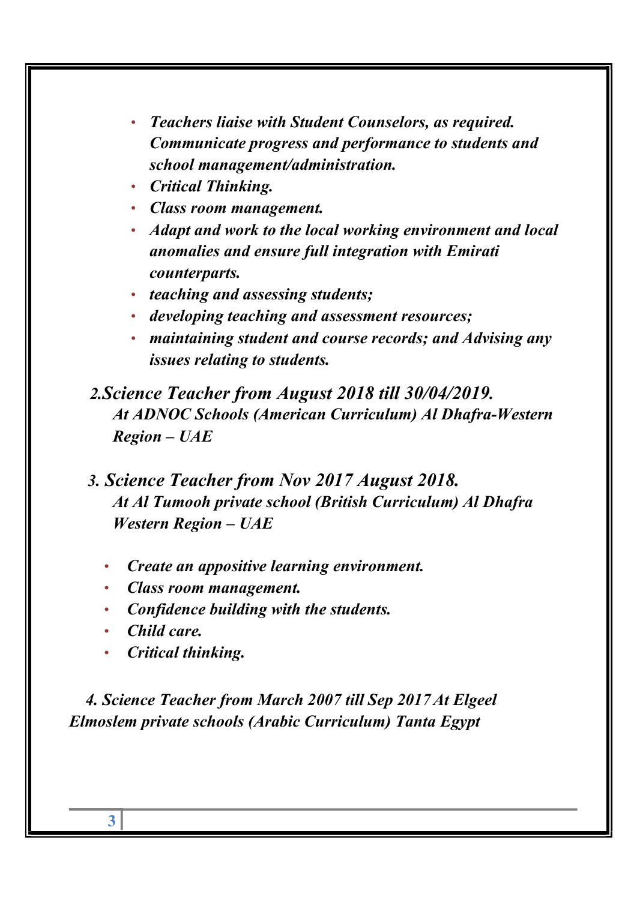- ***Teachers liaise with Student Counselors, as required. Communicate progress and performance to students and school management/administration.***
- ***Critical Thinking.***
- ***Class room management.***
- ***Adapt and work to the local working environment and local anomalies and ensure full integration with Emirati counterparts.***
- ***teaching and assessing students;***
- ***developing teaching and assessment resources;***
- ***maintaining student and course records; and Advising any issues relating to students.***

***2.Science Teacher from August 2018 till 30/04/2019.***
***At ADNOC Schools (American Curriculum) Al Dhafra-Western Region – UAE***

***3. Science Teacher from Nov 2017 August 2018.***
***At Al Tumooh private school (British Curriculum) Al Dhafra Western Region – UAE***

- ***Create an appositive learning environment.***
- ***Class room management.***
- ***Confidence building with the students.***
- ***Child care.***
- ***Critical thinking.***

***4. Science Teacher from March 2007 till Sep 2017 At Elgeel Elmoslem private schools (Arabic Curriculum) Tanta Egypt***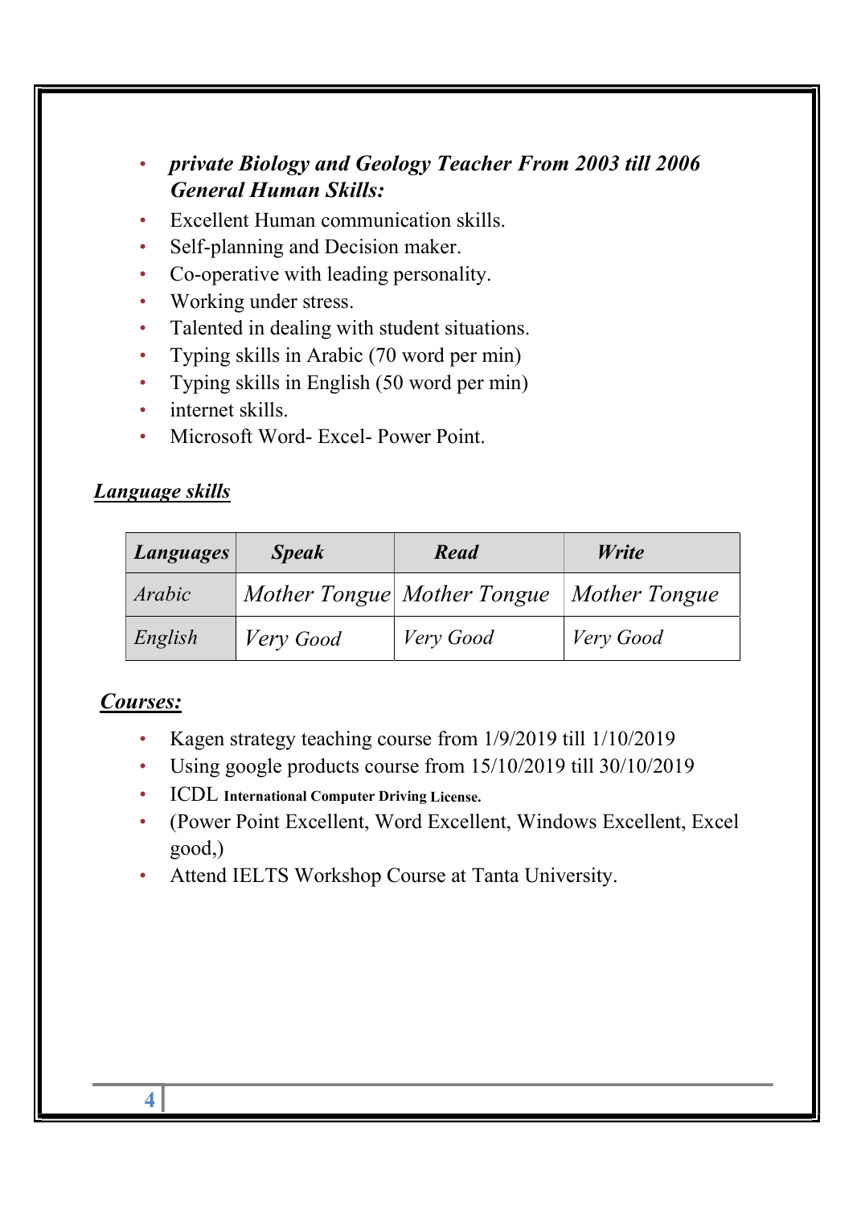- ***private Biology and Geology Teacher From 2003 till 2006***

***General Human Skills:***

- Excellent Human communication skills.
- Self-planning and Decision maker.
- Co-operative with leading personality.
- Working under stress.
- Talented in dealing with student situations.
- Typing skills in Arabic (70 word per min)
- Typing skills in English (50 word per min)
- internet skills.
- Microsoft Word- Excel- Power Point.

## ***Language skills***

| ***Languages*** | ***Speak*** | ***Read*** | ***Write*** |
|---|---|---|---|
| *Arabic* | *Mother Tongue* | *Mother Tongue* | *Mother Tongue* |
| *English* | *Very Good* | *Very Good* | *Very Good* |

## ***Courses:***

- Kagen strategy teaching course from 1/9/2019 till 1/10/2019
- Using google products course from 15/10/2019 till 30/10/2019
- ICDL **International Computer Driving License.**
- (Power Point Excellent, Word Excellent, Windows Excellent, Excel good,)
- Attend IELTS Workshop Course at Tanta University.